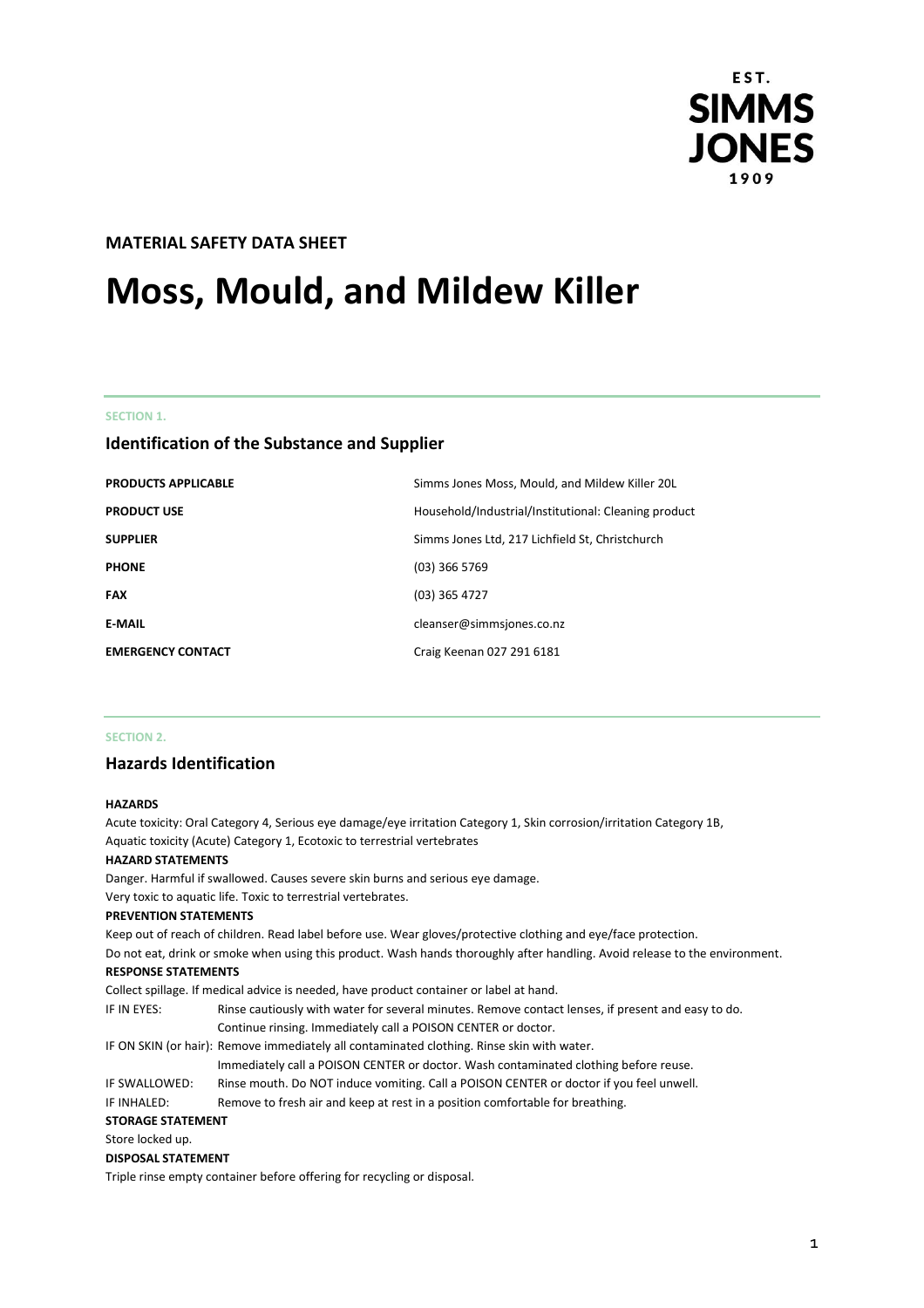EST.
SIMMS
JONES
1909

**MATERIAL SAFETY DATA SHEET**

# Moss, Mould, and Mildew Killer

SECTION 1.

## Identification of the Substance and Supplier

| | |
|---|---|
| **PRODUCTS APPLICABLE** | Simms Jones Moss, Mould, and Mildew Killer 20L |
| **PRODUCT USE** | Household/Industrial/Institutional: Cleaning product |
| **SUPPLIER** | Simms Jones Ltd, 217 Lichfield St, Christchurch |
| **PHONE** | (03) 366 5769 |
| **FAX** | (03) 365 4727 |
| **E-MAIL** | cleanser@simmsjones.co.nz |
| **EMERGENCY CONTACT** | Craig Keenan 027 291 6181 |

SECTION 2.

## Hazards Identification

**HAZARDS**

Acute toxicity: Oral Category 4, Serious eye damage/eye irritation Category 1, Skin corrosion/irritation Category 1B, Aquatic toxicity (Acute) Category 1, Ecotoxic to terrestrial vertebrates

**HAZARD STATEMENTS**

Danger. Harmful if swallowed. Causes severe skin burns and serious eye damage.
Very toxic to aquatic life. Toxic to terrestrial vertebrates.

**PREVENTION STATEMENTS**

Keep out of reach of children. Read label before use. Wear gloves/protective clothing and eye/face protection.
Do not eat, drink or smoke when using this product. Wash hands thoroughly after handling. Avoid release to the environment.

**RESPONSE STATEMENTS**

Collect spillage. If medical advice is needed, have product container or label at hand.

IF IN EYES: Rinse cautiously with water for several minutes. Remove contact lenses, if present and easy to do. Continue rinsing. Immediately call a POISON CENTER or doctor.

IF ON SKIN (or hair): Remove immediately all contaminated clothing. Rinse skin with water. Immediately call a POISON CENTER or doctor. Wash contaminated clothing before reuse.

IF SWALLOWED: Rinse mouth. Do NOT induce vomiting. Call a POISON CENTER or doctor if you feel unwell.

IF INHALED: Remove to fresh air and keep at rest in a position comfortable for breathing.

**STORAGE STATEMENT**

Store locked up.

**DISPOSAL STATEMENT**

Triple rinse empty container before offering for recycling or disposal.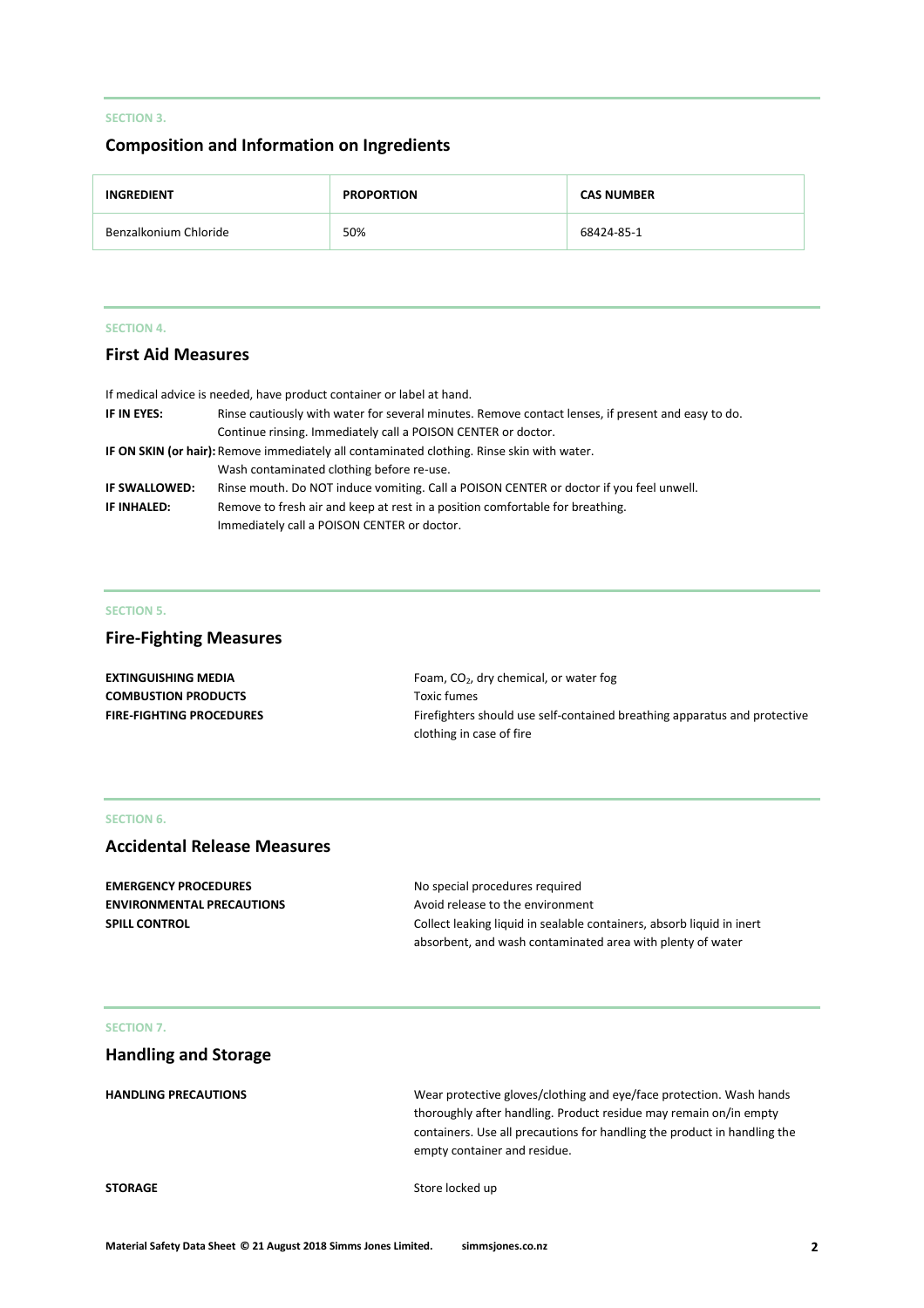SECTION 3.

## Composition and Information on Ingredients

| INGREDIENT | PROPORTION | CAS NUMBER |
| --- | --- | --- |
| Benzalkonium Chloride | 50% | 68424-85-1 |

SECTION 4.

## First Aid Measures

If medical advice is needed, have product container or label at hand.

**IF IN EYES:** Rinse cautiously with water for several minutes. Remove contact lenses, if present and easy to do. Continue rinsing. Immediately call a POISON CENTER or doctor.

**IF ON SKIN (or hair):** Remove immediately all contaminated clothing. Rinse skin with water. Wash contaminated clothing before re-use.

**IF SWALLOWED:** Rinse mouth. Do NOT induce vomiting. Call a POISON CENTER or doctor if you feel unwell.

**IF INHALED:** Remove to fresh air and keep at rest in a position comfortable for breathing. Immediately call a POISON CENTER or doctor.

SECTION 5.

## Fire-Fighting Measures

**EXTINGUISHING MEDIA** Foam, $CO_2$, dry chemical, or water fog

**COMBUSTION PRODUCTS** Toxic fumes

**FIRE-FIGHTING PROCEDURES** Firefighters should use self-contained breathing apparatus and protective clothing in case of fire

SECTION 6.

## Accidental Release Measures

**EMERGENCY PROCEDURES** No special procedures required

**ENVIRONMENTAL PRECAUTIONS** Avoid release to the environment

**SPILL CONTROL** Collect leaking liquid in sealable containers, absorb liquid in inert absorbent, and wash contaminated area with plenty of water

SECTION 7.

## Handling and Storage

**HANDLING PRECAUTIONS** Wear protective gloves/clothing and eye/face protection. Wash hands thoroughly after handling. Product residue may remain on/in empty containers. Use all precautions for handling the product in handling the empty container and residue.

**STORAGE** Store locked up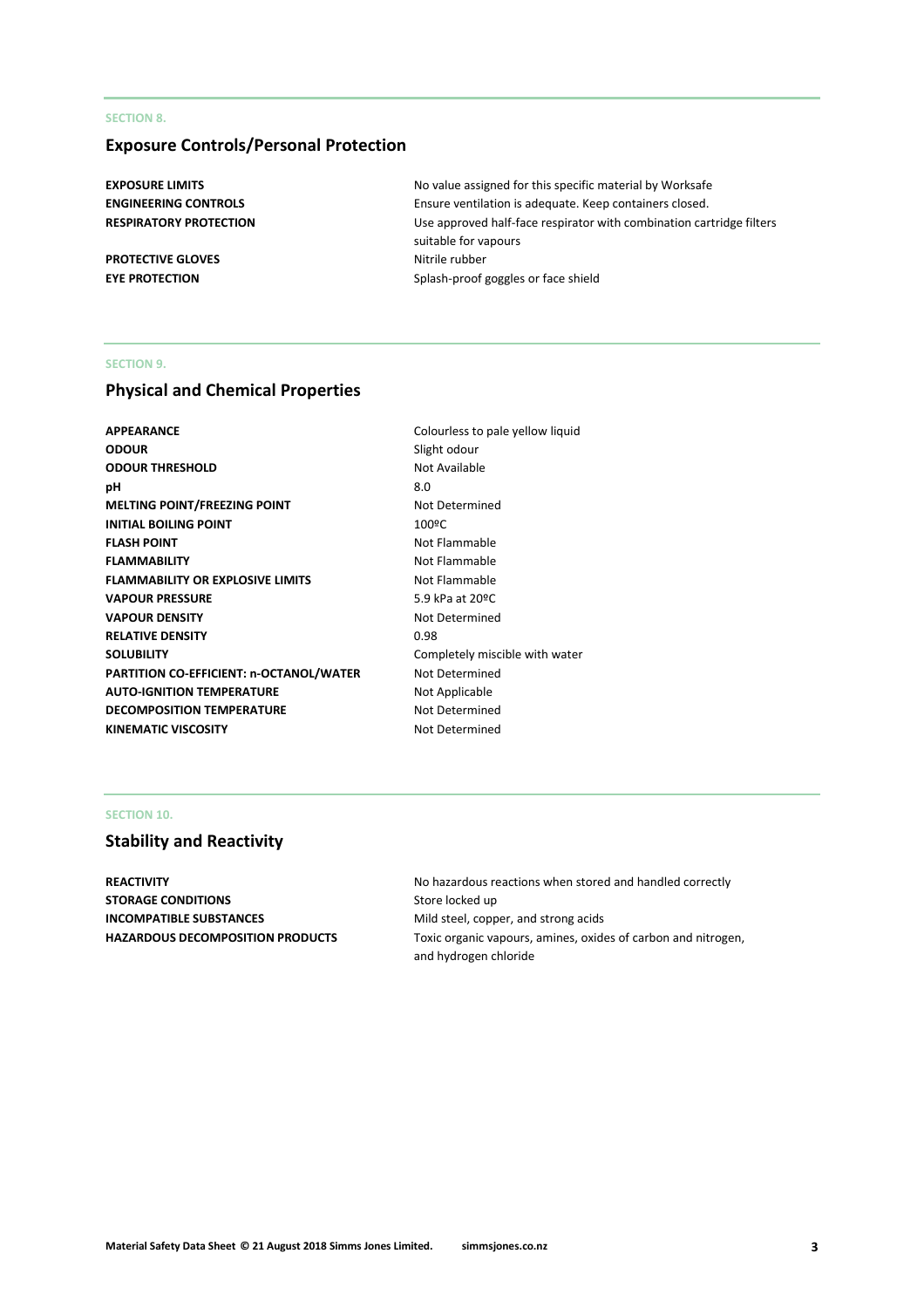SECTION 8.

## Exposure Controls/Personal Protection

| | |
|---|---|
| **EXPOSURE LIMITS** | No value assigned for this specific material by Worksafe |
| **ENGINEERING CONTROLS** | Ensure ventilation is adequate. Keep containers closed. |
| **RESPIRATORY PROTECTION** | Use approved half-face respirator with combination cartridge filters suitable for vapours |
| **PROTECTIVE GLOVES** | Nitrile rubber |
| **EYE PROTECTION** | Splash-proof goggles or face shield |

SECTION 9.

## Physical and Chemical Properties

| | |
|---|---|
| **APPEARANCE** | Colourless to pale yellow liquid |
| **ODOUR** | Slight odour |
| **ODOUR THRESHOLD** | Not Available |
| **pH** | 8.0 |
| **MELTING POINT/FREEZING POINT** | Not Determined |
| **INITIAL BOILING POINT** | 100ºC |
| **FLASH POINT** | Not Flammable |
| **FLAMMABILITY** | Not Flammable |
| **FLAMMABILITY OR EXPLOSIVE LIMITS** | Not Flammable |
| **VAPOUR PRESSURE** | 5.9 kPa at 20ºC |
| **VAPOUR DENSITY** | Not Determined |
| **RELATIVE DENSITY** | 0.98 |
| **SOLUBILITY** | Completely miscible with water |
| **PARTITION CO-EFFICIENT: n-OCTANOL/WATER** | Not Determined |
| **AUTO-IGNITION TEMPERATURE** | Not Applicable |
| **DECOMPOSITION TEMPERATURE** | Not Determined |
| **KINEMATIC VISCOSITY** | Not Determined |

SECTION 10.

## Stability and Reactivity

| | |
|---|---|
| **REACTIVITY** | No hazardous reactions when stored and handled correctly |
| **STORAGE CONDITIONS** | Store locked up |
| **INCOMPATIBLE SUBSTANCES** | Mild steel, copper, and strong acids |
| **HAZARDOUS DECOMPOSITION PRODUCTS** | Toxic organic vapours, amines, oxides of carbon and nitrogen, and hydrogen chloride |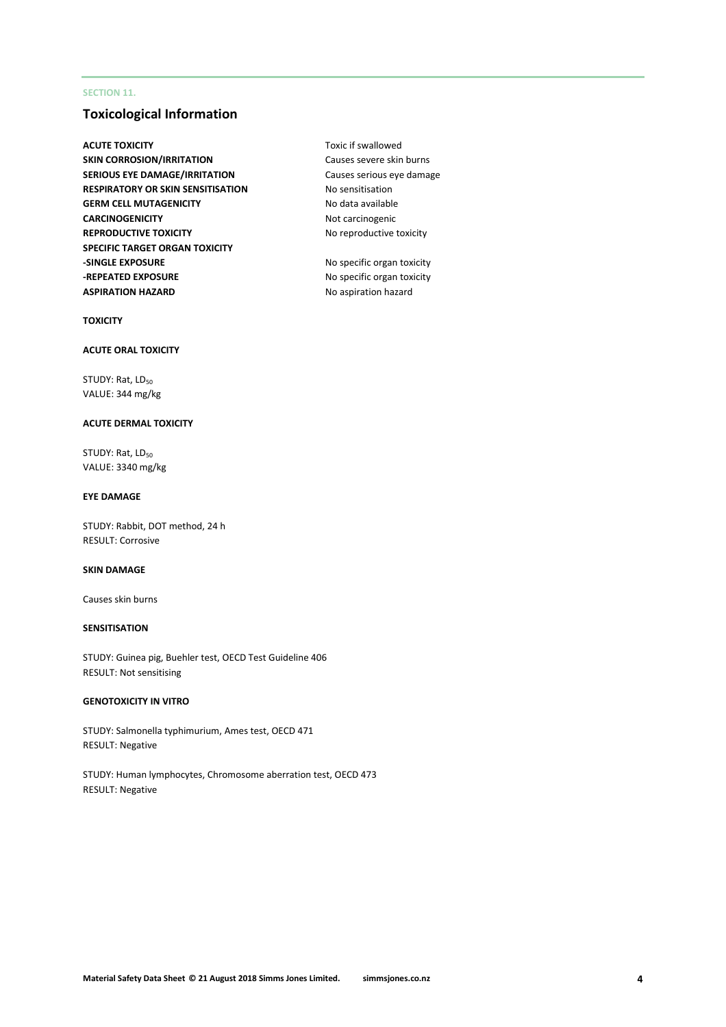SECTION 11.

## Toxicological Information

| | |
|---|---|
| **ACUTE TOXICITY** | Toxic if swallowed |
| **SKIN CORROSION/IRRITATION** | Causes severe skin burns |
| **SERIOUS EYE DAMAGE/IRRITATION** | Causes serious eye damage |
| **RESPIRATORY OR SKIN SENSITISATION** | No sensitisation |
| **GERM CELL MUTAGENICITY** | No data available |
| **CARCINOGENICITY** | Not carcinogenic |
| **REPRODUCTIVE TOXICITY** | No reproductive toxicity |
| **SPECIFIC TARGET ORGAN TOXICITY** | |
| **-SINGLE EXPOSURE** | No specific organ toxicity |
| **-REPEATED EXPOSURE** | No specific organ toxicity |
| **ASPIRATION HAZARD** | No aspiration hazard |

**TOXICITY**

**ACUTE ORAL TOXICITY**

STUDY: Rat, $LD_{50}$
VALUE: 344 mg/kg

**ACUTE DERMAL TOXICITY**

STUDY: Rat, $LD_{50}$
VALUE: 3340 mg/kg

**EYE DAMAGE**

STUDY: Rabbit, DOT method, 24 h
RESULT: Corrosive

**SKIN DAMAGE**

Causes skin burns

**SENSITISATION**

STUDY: Guinea pig, Buehler test, OECD Test Guideline 406
RESULT: Not sensitising

**GENOTOXICITY IN VITRO**

STUDY: Salmonella typhimurium, Ames test, OECD 471
RESULT: Negative

STUDY: Human lymphocytes, Chromosome aberration test, OECD 473
RESULT: Negative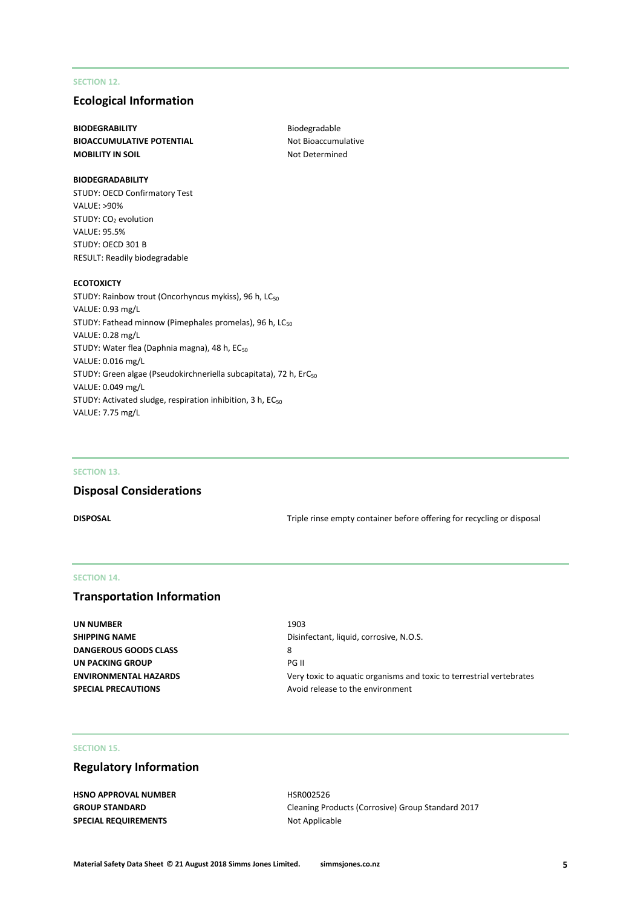SECTION 12.

## Ecological Information

**BIODEGRABILITY** Biodegradable
**BIOACCUMULATIVE POTENTIAL** Not Bioaccumulative
**MOBILITY IN SOIL** Not Determined

**BIODEGRADABILITY**
STUDY: OECD Confirmatory Test
VALUE: >90%
STUDY: $CO_2$ evolution
VALUE: 95.5%
STUDY: OECD 301 B
RESULT: Readily biodegradable

**ECOTOXICTY**
STUDY: Rainbow trout (Oncorhyncus mykiss), 96 h, $LC_{50}$
VALUE: 0.93 mg/L
STUDY: Fathead minnow (Pimephales promelas), 96 h, $LC_{50}$
VALUE: 0.28 mg/L
STUDY: Water flea (Daphnia magna), 48 h, $EC_{50}$
VALUE: 0.016 mg/L
STUDY: Green algae (Pseudokirchneriella subcapitata), 72 h, $ErC_{50}$
VALUE: 0.049 mg/L
STUDY: Activated sludge, respiration inhibition, 3 h, $EC_{50}$
VALUE: 7.75 mg/L

SECTION 13.

## Disposal Considerations

**DISPOSAL** Triple rinse empty container before offering for recycling or disposal

SECTION 14.

## Transportation Information

**UN NUMBER** 1903
**SHIPPING NAME** Disinfectant, liquid, corrosive, N.O.S.
**DANGEROUS GOODS CLASS** 8
**UN PACKING GROUP** PG II
**ENVIRONMENTAL HAZARDS** Very toxic to aquatic organisms and toxic to terrestrial vertebrates
**SPECIAL PRECAUTIONS** Avoid release to the environment

SECTION 15.

## Regulatory Information

**HSNO APPROVAL NUMBER** HSR002526
**GROUP STANDARD** Cleaning Products (Corrosive) Group Standard 2017
**SPECIAL REQUIREMENTS** Not Applicable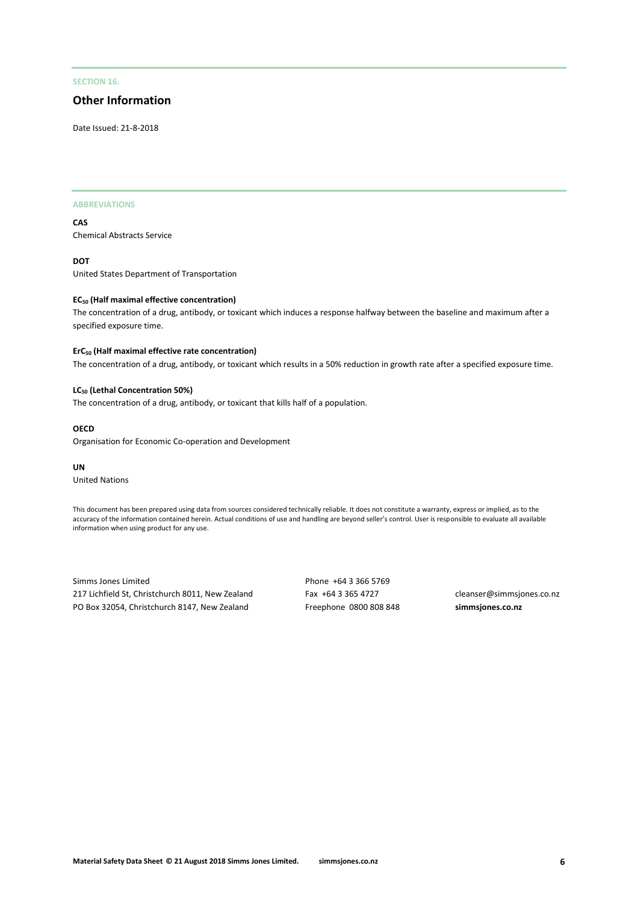SECTION 16.

## Other Information

Date Issued: 21-8-2018

### ABBREVIATIONS

**CAS**
Chemical Abstracts Service

**DOT**
United States Department of Transportation

**$EC_{50}$ (Half maximal effective concentration)**
The concentration of a drug, antibody, or toxicant which induces a response halfway between the baseline and maximum after a specified exposure time.

**$ErC_{50}$ (Half maximal effective rate concentration)**
The concentration of a drug, antibody, or toxicant which results in a 50% reduction in growth rate after a specified exposure time.

**$LC_{50}$ (Lethal Concentration 50%)**
The concentration of a drug, antibody, or toxicant that kills half of a population.

**OECD**
Organisation for Economic Co-operation and Development

**UN**
United Nations

This document has been prepared using data from sources considered technically reliable. It does not constitute a warranty, express or implied, as to the accuracy of the information contained herein. Actual conditions of use and handling are beyond seller's control. User is responsible to evaluate all available information when using product for any use.

Simms Jones Limited
217 Lichfield St, Christchurch 8011, New Zealand
PO Box 32054, Christchurch 8147, New Zealand

Phone +64 3 366 5769
Fax +64 3 365 4727
Freephone 0800 808 848

cleanser@simmsjones.co.nz
**simmsjones.co.nz**